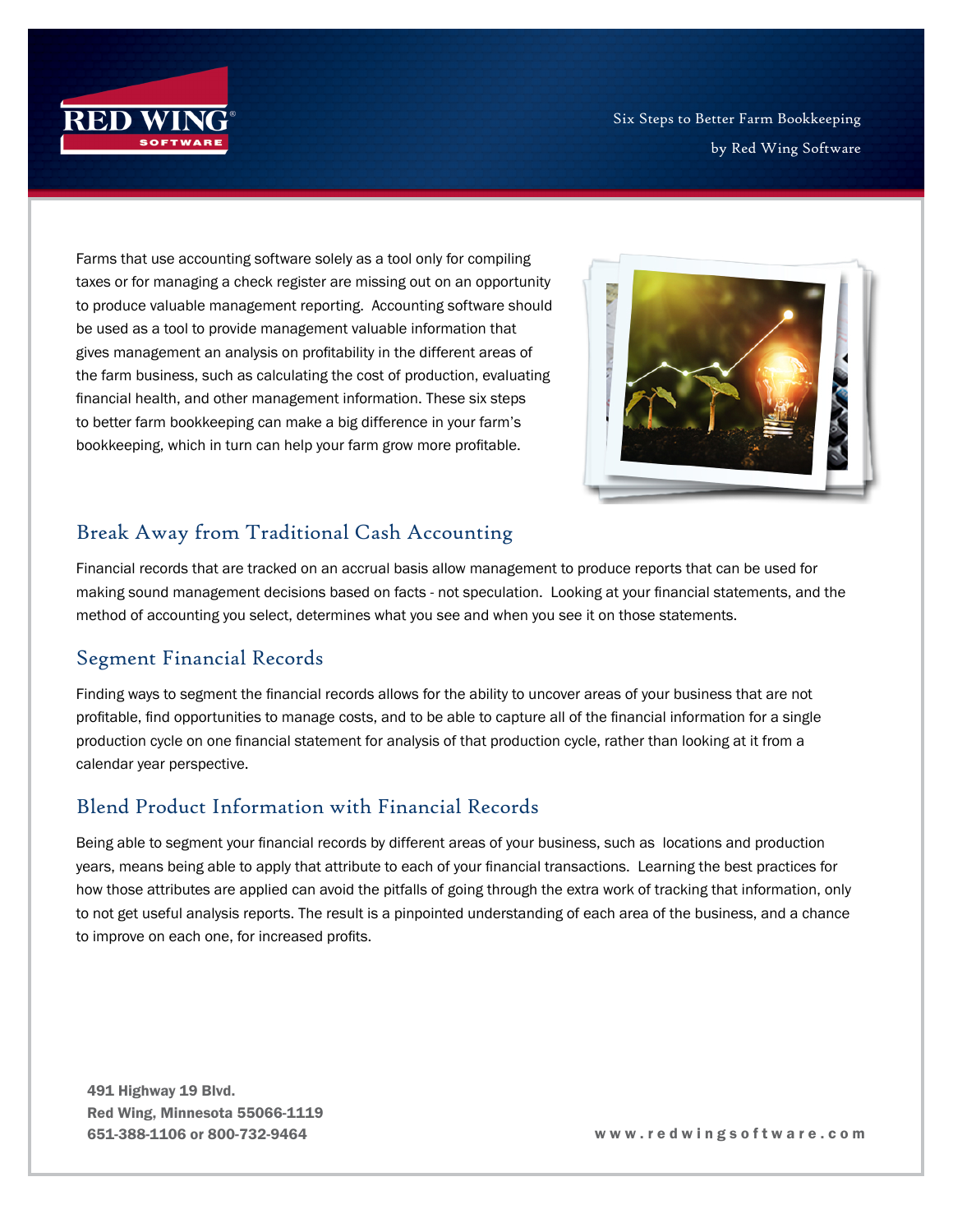Six Steps to Better Farm Bookkeeping

by Red Wing Software

Farms that use accounting software solely as a tool only for compiling taxes or for managing a check register are missing out on an opportunity to produce valuable management reporting. Accounting software should be used as a tool to provide management valuable information that gives management an analysis on profitability in the different areas of the farm business, such as calculating the cost of production, evaluating financial health, and other management information. These six steps to better farm bookkeeping can make a big difference in your farm's bookkeeping, which in turn can help your farm grow more profitable.

## Break Away from Traditional Cash Accounting

Financial records that are tracked on an accrual basis allow management to produce reports that can be used for making sound management decisions based on facts - not speculation. Looking at your financial statements, and the method of accounting you select, determines what you see and when you see it on those statements.

## Segment Financial Records

Finding ways to segment the financial records allows for the ability to uncover areas of your business that are not profitable, find opportunities to manage costs, and to be able to capture all of the financial information for a single production cycle on one financial statement for analysis of that production cycle, rather than looking at it from a calendar year perspective.

## Blend Product Information with Financial Records

Being able to segment your financial records by different areas of your business, such as locations and production years, means being able to apply that attribute to each of your financial transactions. Learning the best practices for how those attributes are applied can avoid the pitfalls of going through the extra work of tracking that information, only to not get useful analysis reports. The result is a pinpointed understanding of each area of the business, and a chance to improve on each one, for increased profits.

**491 Highway 19 Blvd.**
**Red Wing, Minnesota 55066-1119**
**651-388-1106 or 800-732-9464**

**www.redwingsoftware.com**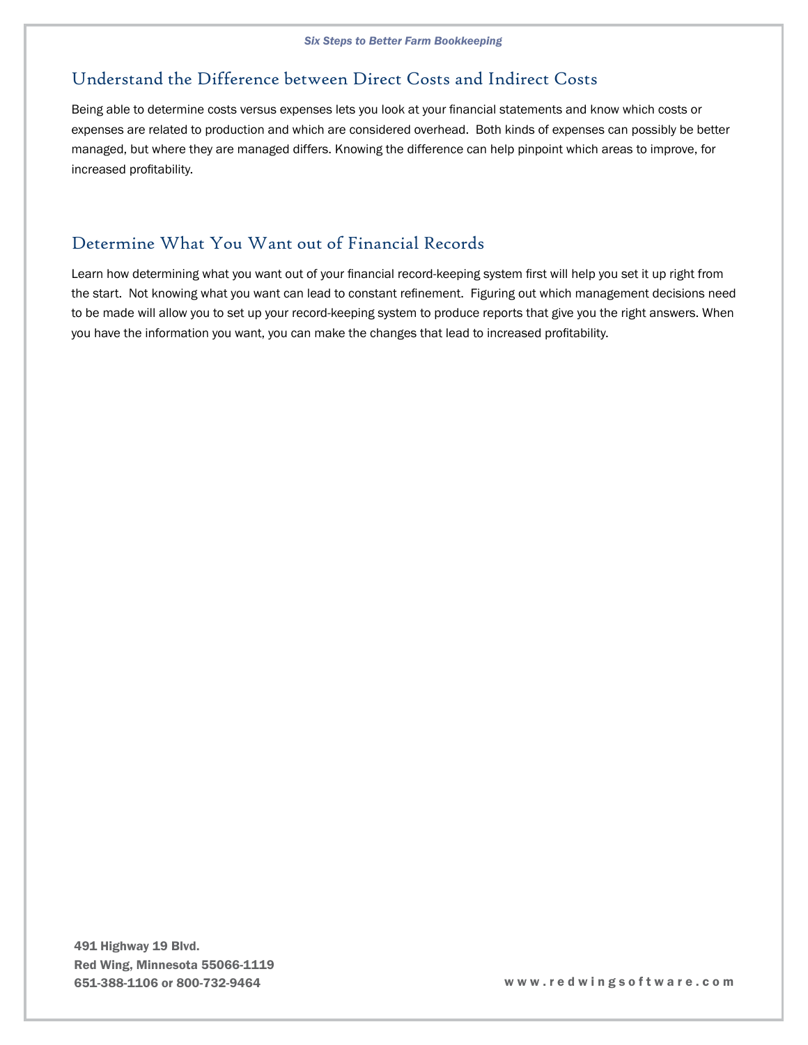## Understand the Difference between Direct Costs and Indirect Costs

Being able to determine costs versus expenses lets you look at your financial statements and know which costs or expenses are related to production and which are considered overhead. Both kinds of expenses can possibly be better managed, but where they are managed differs. Knowing the difference can help pinpoint which areas to improve, for increased profitability.

## Determine What You Want out of Financial Records

Learn how determining what you want out of your financial record-keeping system first will help you set it up right from the start. Not knowing what you want can lead to constant refinement. Figuring out which management decisions need to be made will allow you to set up your record-keeping system to produce reports that give you the right answers. When you have the information you want, you can make the changes that lead to increased profitability.

**491 Highway 19 Blvd.**
**Red Wing, Minnesota 55066-1119**
**651-388-1106 or 800-732-9464**

**www.redwingsoftware.com**